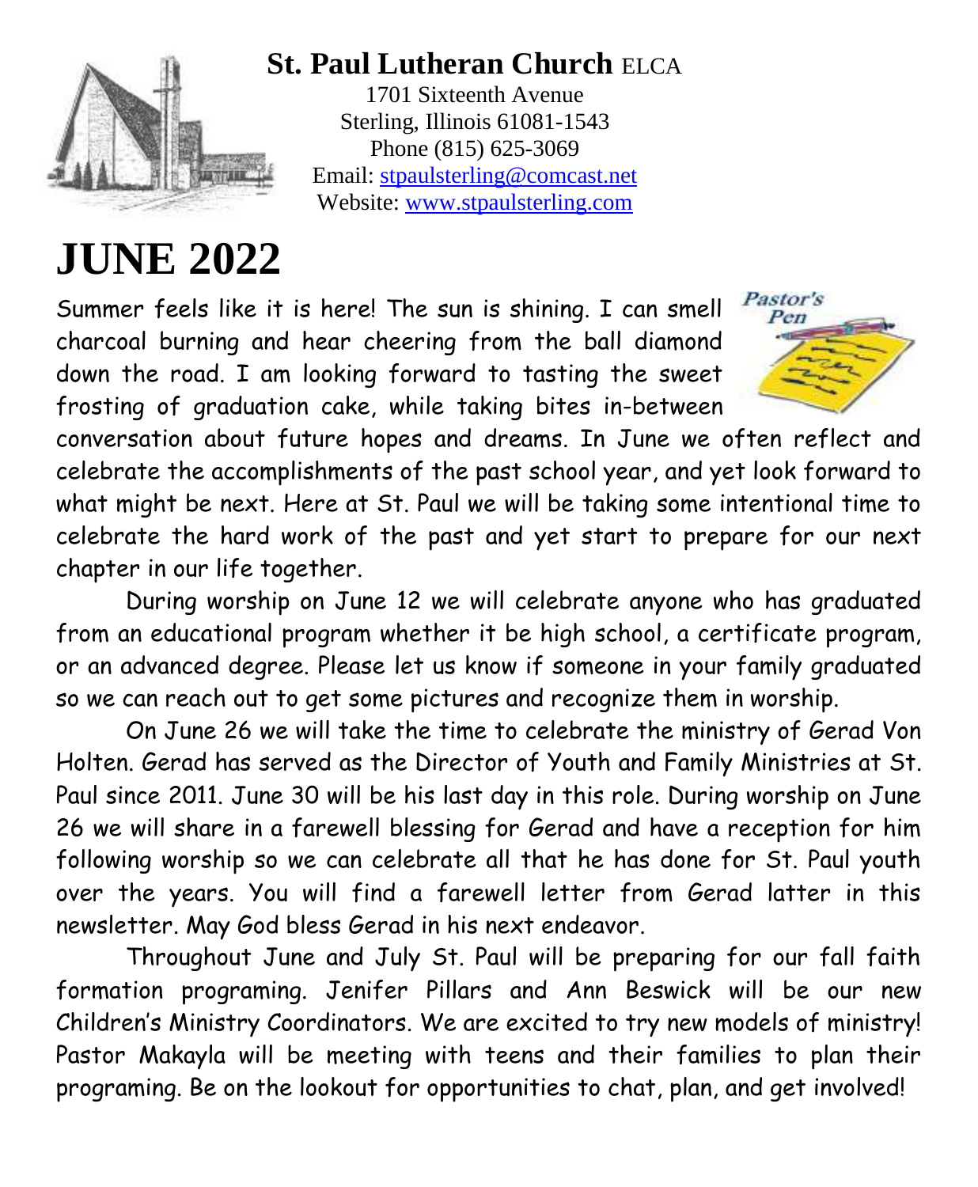**St. Paul Lutheran Church** ELCA

1701 Sixteenth Avenue
Sterling, Illinois 61081-1543
Phone (815) 625-3069
Email: stpaulsterling@comcast.net
Website: www.stpaulsterling.com

# JUNE 2022

Pastor's Pen

Summer feels like it is here! The sun is shining. I can smell charcoal burning and hear cheering from the ball diamond down the road. I am looking forward to tasting the sweet frosting of graduation cake, while taking bites in-between conversation about future hopes and dreams. In June we often reflect and celebrate the accomplishments of the past school year, and yet look forward to what might be next. Here at St. Paul we will be taking some intentional time to celebrate the hard work of the past and yet start to prepare for our next chapter in our life together.

During worship on June 12 we will celebrate anyone who has graduated from an educational program whether it be high school, a certificate program, or an advanced degree. Please let us know if someone in your family graduated so we can reach out to get some pictures and recognize them in worship.

On June 26 we will take the time to celebrate the ministry of Gerad Von Holten. Gerad has served as the Director of Youth and Family Ministries at St. Paul since 2011. June 30 will be his last day in this role. During worship on June 26 we will share in a farewell blessing for Gerad and have a reception for him following worship so we can celebrate all that he has done for St. Paul youth over the years. You will find a farewell letter from Gerad latter in this newsletter. May God bless Gerad in his next endeavor.

Throughout June and July St. Paul will be preparing for our fall faith formation programing. Jenifer Pillars and Ann Beswick will be our new Children's Ministry Coordinators. We are excited to try new models of ministry! Pastor Makayla will be meeting with teens and their families to plan their programing. Be on the lookout for opportunities to chat, plan, and get involved!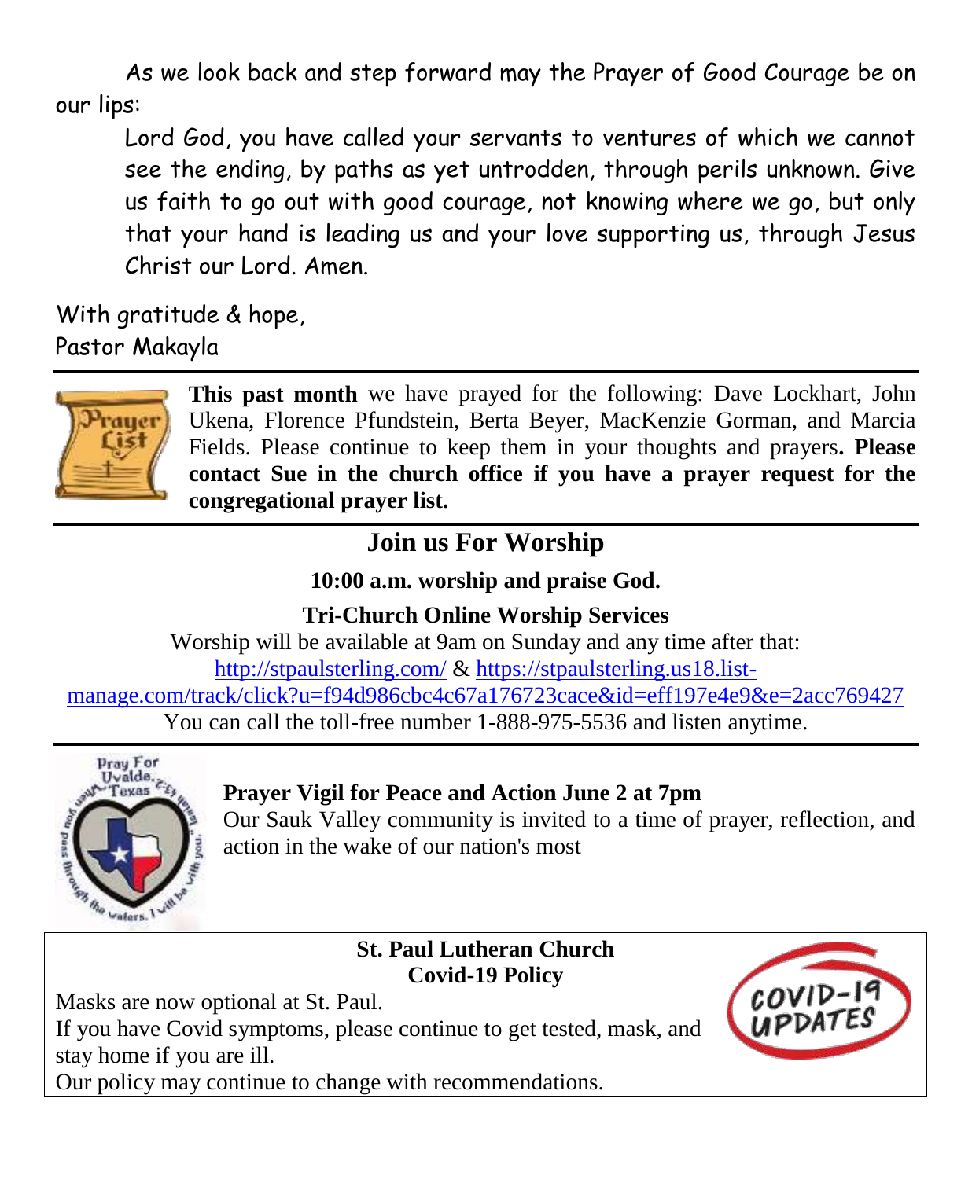As we look back and step forward may the Prayer of Good Courage be on our lips:

> Lord God, you have called your servants to ventures of which we cannot see the ending, by paths as yet untrodden, through perils unknown. Give us faith to go out with good courage, not knowing where we go, but only that your hand is leading us and your love supporting us, through Jesus Christ our Lord. Amen.

With gratitude & hope,
Pastor Makayla

---

**This past month** we have prayed for the following: Dave Lockhart, John Ukena, Florence Pfundstein, Berta Beyer, MacKenzie Gorman, and Marcia Fields. Please continue to keep them in your thoughts and prayers**. Please contact Sue in the church office if you have a prayer request for the congregational prayer list.**

---

## Join us For Worship

**10:00 a.m. worship and praise God.**

**Tri-Church Online Worship Services**

Worship will be available at 9am on Sunday and any time after that:
http://stpaulsterling.com/ & https://stpaulsterling.us18.list-manage.com/track/click?u=f94d986cbc4c67a176723cace&id=eff197e4e9&e=2acc769427
You can call the toll-free number 1-888-975-5536 and listen anytime.

---

**Prayer Vigil for Peace and Action June 2 at 7pm**

Our Sauk Valley community is invited to a time of prayer, reflection, and action in the wake of our nation's most

---

**St. Paul Lutheran Church**
**Covid-19 Policy**

Masks are now optional at St. Paul.
If you have Covid symptoms, please continue to get tested, mask, and stay home if you are ill.
Our policy may continue to change with recommendations.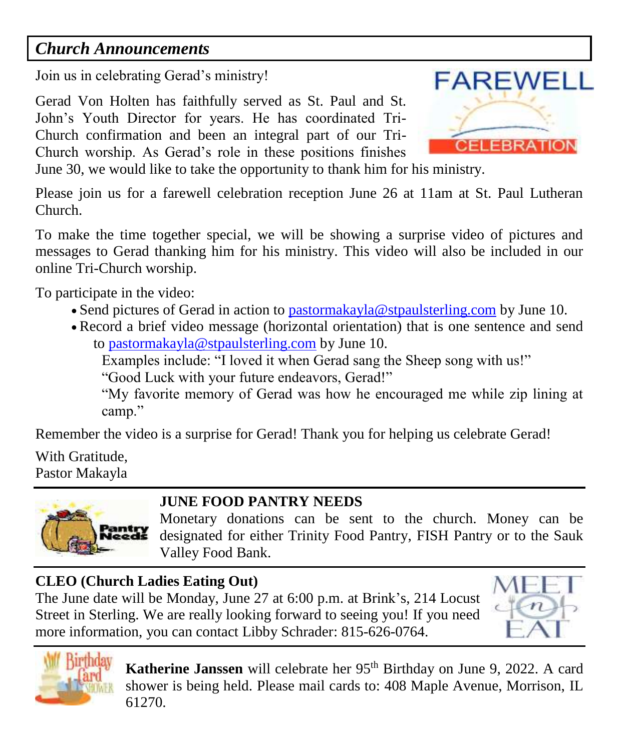## *Church Announcements*

Join us in celebrating Gerad's ministry!

Gerad Von Holten has faithfully served as St. Paul and St. John's Youth Director for years. He has coordinated Tri-Church confirmation and been an integral part of our Tri-Church worship. As Gerad's role in these positions finishes June 30, we would like to take the opportunity to thank him for his ministry.

Please join us for a farewell celebration reception June 26 at 11am at St. Paul Lutheran Church.

To make the time together special, we will be showing a surprise video of pictures and messages to Gerad thanking him for his ministry. This video will also be included in our online Tri-Church worship.

To participate in the video:

- Send pictures of Gerad in action to pastormakayla@stpaulsterling.com by June 10.
- Record a brief video message (horizontal orientation) that is one sentence and send to pastormakayla@stpaulsterling.com by June 10.

  Examples include: "I loved it when Gerad sang the Sheep song with us!"

  "Good Luck with your future endeavors, Gerad!"

  "My favorite memory of Gerad was how he encouraged me while zip lining at camp."

Remember the video is a surprise for Gerad! Thank you for helping us celebrate Gerad!

With Gratitude,
Pastor Makayla

---

**JUNE FOOD PANTRY NEEDS**

Monetary donations can be sent to the church. Money can be designated for either Trinity Food Pantry, FISH Pantry or to the Sauk Valley Food Bank.

---

**CLEO (Church Ladies Eating Out)**

The June date will be Monday, June 27 at 6:00 p.m. at Brink's, 214 Locust Street in Sterling. We are really looking forward to seeing you! If you need more information, you can contact Libby Schrader: 815-626-0764.

---

**Katherine Janssen** will celebrate her 95th Birthday on June 9, 2022. A card shower is being held. Please mail cards to: 408 Maple Avenue, Morrison, IL 61270.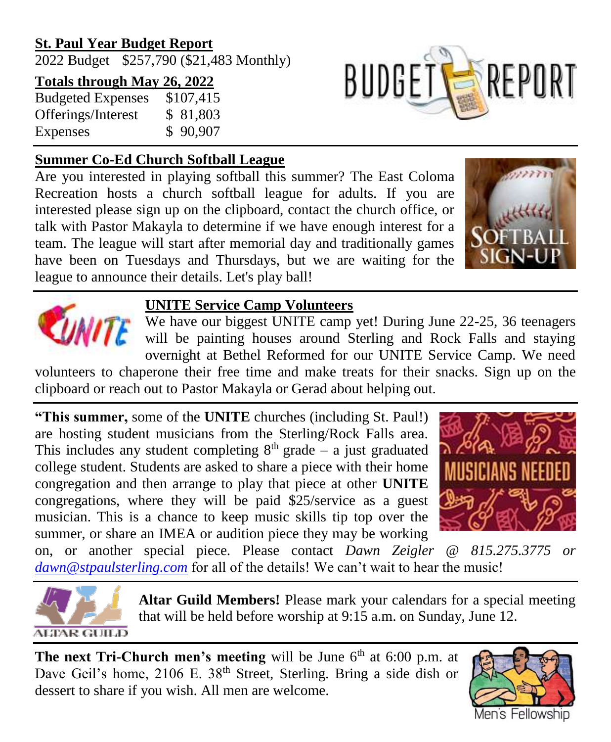**St. Paul Year Budget Report**

2022 Budget $257,790 ($21,483 Monthly)

**Totals through May 26, 2022**

| | |
|---|---|
| Budgeted Expenses | $107,415 |
| Offerings/Interest | $ 81,803 |
| Expenses | $ 90,907 |

**Summer Co-Ed Church Softball League**

Are you interested in playing softball this summer? The East Coloma Recreation hosts a church softball league for adults. If you are interested please sign up on the clipboard, contact the church office, or talk with Pastor Makayla to determine if we have enough interest for a team. The league will start after memorial day and traditionally games have been on Tuesdays and Thursdays, but we are waiting for the league to announce their details. Let's play ball!

**UNITE Service Camp Volunteers**

We have our biggest UNITE camp yet! During June 22-25, 36 teenagers will be painting houses around Sterling and Rock Falls and staying overnight at Bethel Reformed for our UNITE Service Camp. We need volunteers to chaperone their free time and make treats for their snacks. Sign up on the clipboard or reach out to Pastor Makayla or Gerad about helping out.

**"This summer,** some of the **UNITE** churches (including St. Paul!) are hosting student musicians from the Sterling/Rock Falls area. This includes any student completing 8th grade – a just graduated college student. Students are asked to share a piece with their home congregation and then arrange to play that piece at other **UNITE** congregations, where they will be paid $25/service as a guest musician. This is a chance to keep music skills tip top over the summer, or share an IMEA or audition piece they may be working on, or another special piece. Please contact *Dawn Zeigler @ 815.275.3775 or [dawn@stpaulsterling.com](mailto:dawn@stpaulsterling.com)* for all of the details! We can't wait to hear the music!

**Altar Guild Members!** Please mark your calendars for a special meeting that will be held before worship at 9:15 a.m. on Sunday, June 12.

**The next Tri-Church men's meeting** will be June 6th at 6:00 p.m. at Dave Geil's home, 2106 E. 38th Street, Sterling. Bring a side dish or dessert to share if you wish. All men are welcome.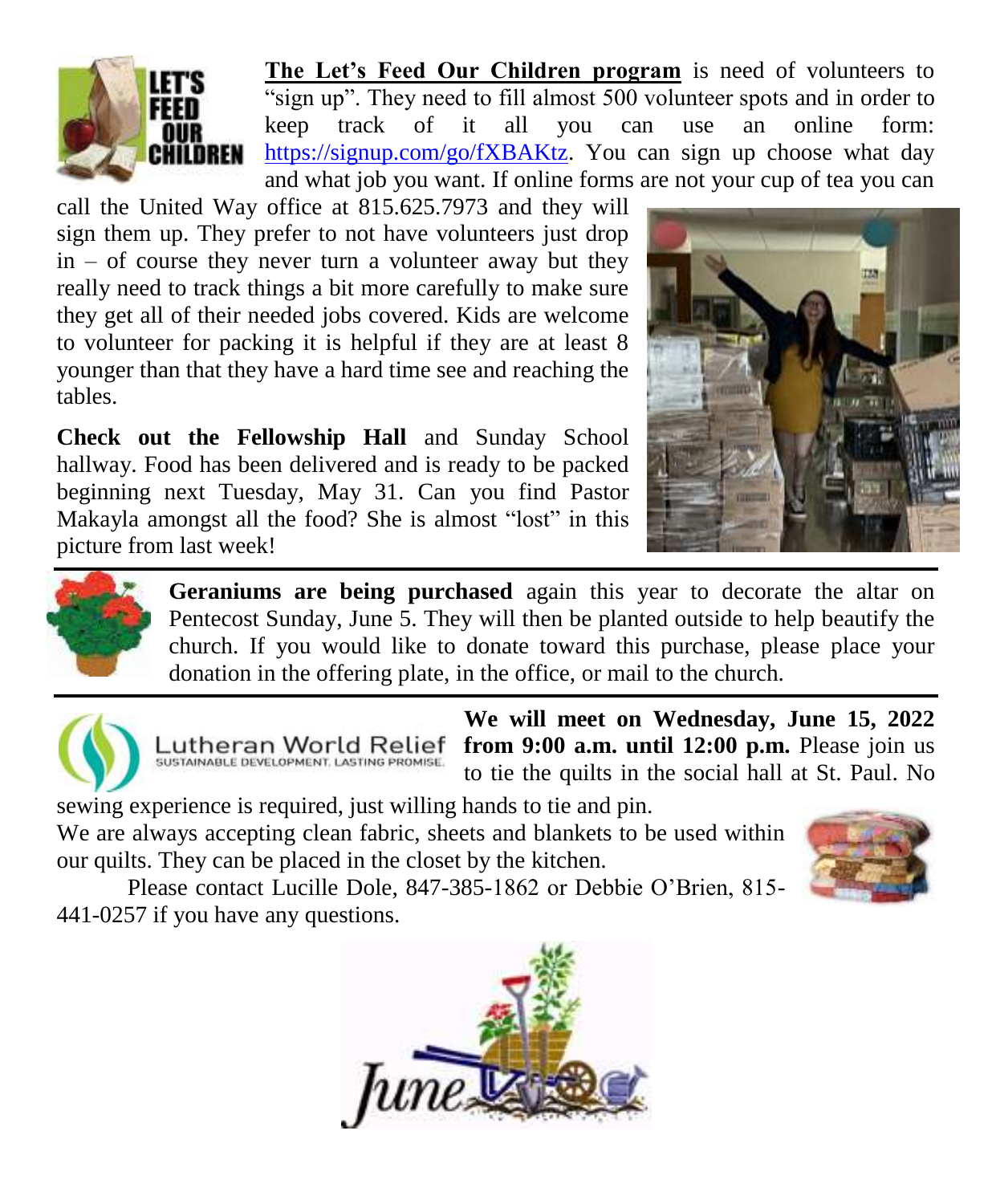**The Let's Feed Our Children program** is need of volunteers to "sign up". They need to fill almost 500 volunteer spots and in order to keep track of it all you can use an online form: https://signup.com/go/fXBAKtz. You can sign up choose what day and what job you want. If online forms are not your cup of tea you can call the United Way office at 815.625.7973 and they will sign them up. They prefer to not have volunteers just drop in – of course they never turn a volunteer away but they really need to track things a bit more carefully to make sure they get all of their needed jobs covered. Kids are welcome to volunteer for packing it is helpful if they are at least 8 younger than that they have a hard time see and reaching the tables.

**Check out the Fellowship Hall** and Sunday School hallway. Food has been delivered and is ready to be packed beginning next Tuesday, May 31. Can you find Pastor Makayla amongst all the food? She is almost "lost" in this picture from last week!

---

**Geraniums are being purchased** again this year to decorate the altar on Pentecost Sunday, June 5. They will then be planted outside to help beautify the church. If you would like to donate toward this purchase, please place your donation in the offering plate, in the office, or mail to the church.

---

Lutheran World Relief
SUSTAINABLE DEVELOPMENT. LASTING PROMISE.

**We will meet on Wednesday, June 15, 2022 from 9:00 a.m. until 12:00 p.m.** Please join us to tie the quilts in the social hall at St. Paul. No sewing experience is required, just willing hands to tie and pin.

We are always accepting clean fabric, sheets and blankets to be used within our quilts. They can be placed in the closet by the kitchen.

Please contact Lucille Dole, 847-385-1862 or Debbie O'Brien, 815-441-0257 if you have any questions.

June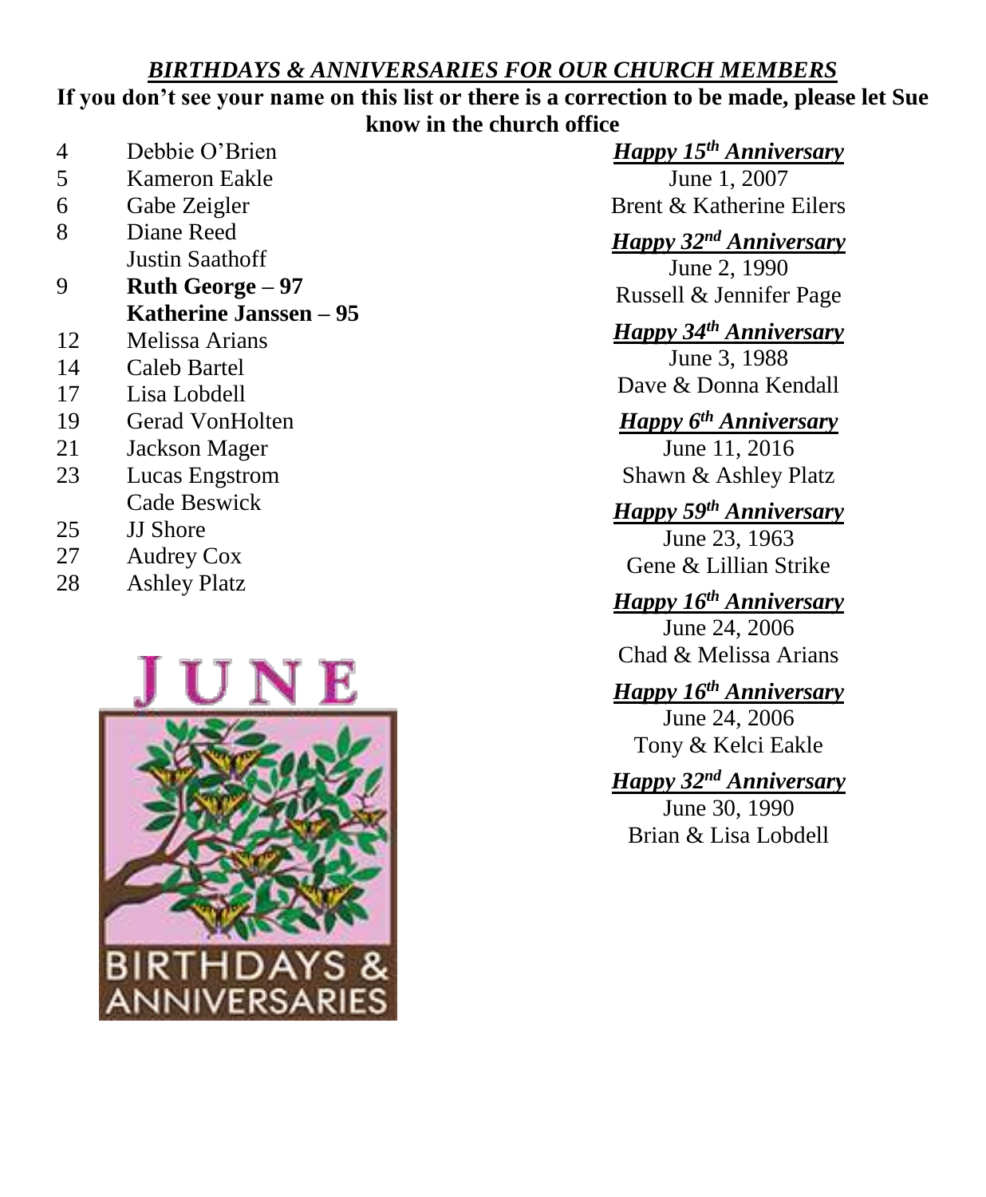***BIRTHDAYS & ANNIVERSARIES FOR OUR CHURCH MEMBERS***

**If you don't see your name on this list or there is a correction to be made, please let Sue know in the church office**

| | |
|---|---|
| 4 | Debbie O'Brien |
| 5 | Kameron Eakle |
| 6 | Gabe Zeigler |
| 8 | Diane Reed |
| | Justin Saathoff |
| 9 | **Ruth George – 97** |
| | **Katherine Janssen – 95** |
| 12 | Melissa Arians |
| 14 | Caleb Bartel |
| 17 | Lisa Lobdell |
| 19 | Gerad VonHolten |
| 21 | Jackson Mager |
| 23 | Lucas Engstrom |
| | Cade Beswick |
| 25 | JJ Shore |
| 27 | Audrey Cox |
| 28 | Ashley Platz |

JUNE BIRTHDAYS & ANNIVERSARIES

***Happy 15th Anniversary***
June 1, 2007
Brent & Katherine Eilers

***Happy 32nd Anniversary***
June 2, 1990
Russell & Jennifer Page

***Happy 34th Anniversary***
June 3, 1988
Dave & Donna Kendall

***Happy 6th Anniversary***
June 11, 2016
Shawn & Ashley Platz

***Happy 59th Anniversary***
June 23, 1963
Gene & Lillian Strike

***Happy 16th Anniversary***
June 24, 2006
Chad & Melissa Arians

***Happy 16th Anniversary***
June 24, 2006
Tony & Kelci Eakle

***Happy 32nd Anniversary***
June 30, 1990
Brian & Lisa Lobdell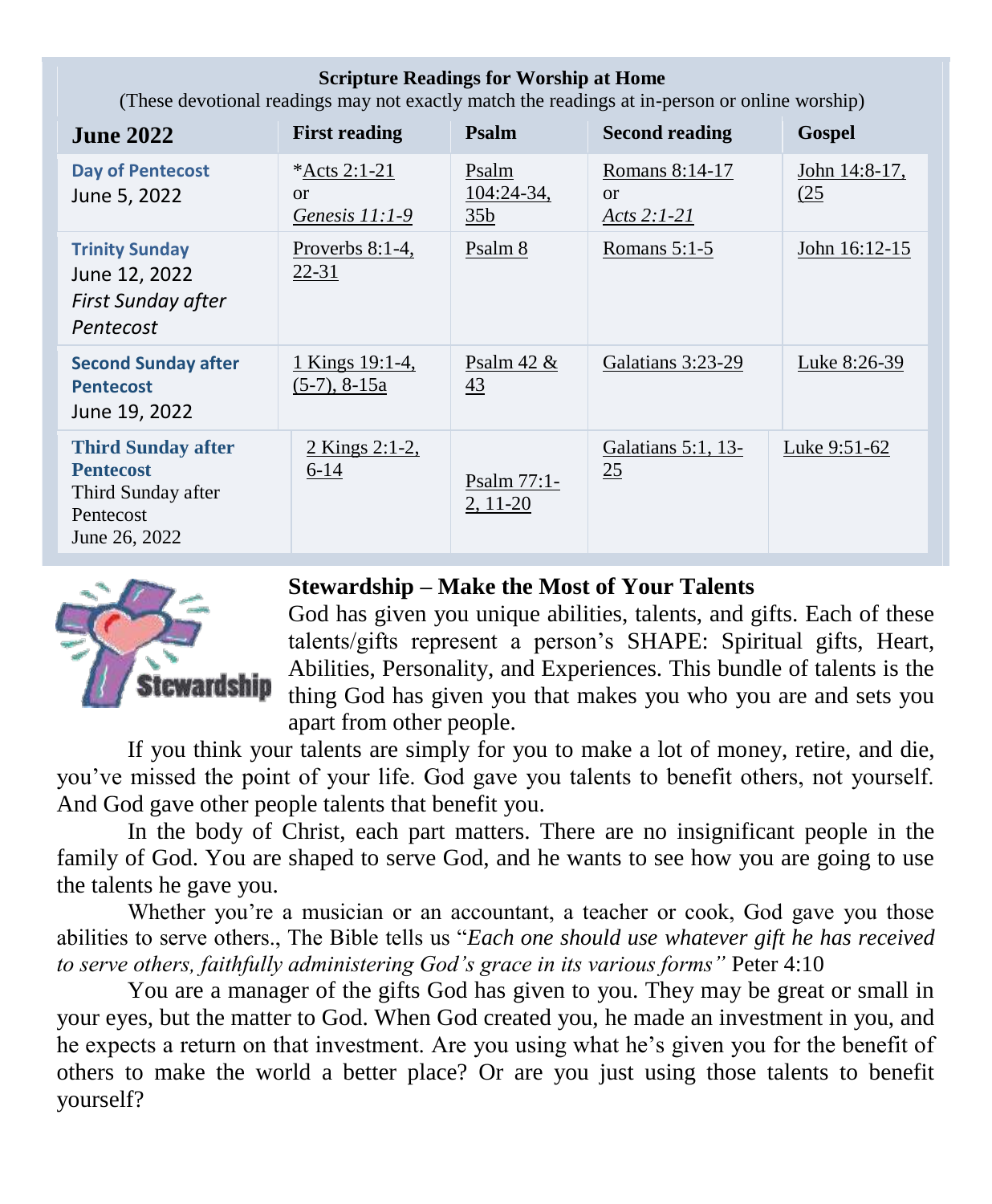**Scripture Readings for Worship at Home**

(These devotional readings may not exactly match the readings at in-person or online worship)

| June 2022 | First reading | Psalm | Second reading | Gospel |
|---|---|---|---|---|
| **Day of Pentecost** June 5, 2022 | *Acts 2:1-21 or *Genesis 11:1-9* | Psalm 104:24-34, 35b | Romans 8:14-17 or *Acts 2:1-21* | John 14:8-17, (25 |
| **Trinity Sunday** June 12, 2022 *First Sunday after Pentecost* | Proverbs 8:1-4, 22-31 | Psalm 8 | Romans 5:1-5 | John 16:12-15 |
| **Second Sunday after Pentecost** June 19, 2022 | 1 Kings 19:1-4, (5-7), 8-15a | Psalm 42 & 43 | Galatians 3:23-29 | Luke 8:26-39 |
| **Third Sunday after Pentecost** Third Sunday after Pentecost June 26, 2022 | 2 Kings 2:1-2, 6-14 | Psalm 77:1-2, 11-20 | Galatians 5:1, 13-25 | Luke 9:51-62 |

**Stewardship – Make the Most of Your Talents**

God has given you unique abilities, talents, and gifts. Each of these talents/gifts represent a person's SHAPE: Spiritual gifts, Heart, Abilities, Personality, and Experiences. This bundle of talents is the thing God has given you that makes you who you are and sets you apart from other people.

If you think your talents are simply for you to make a lot of money, retire, and die, you've missed the point of your life. God gave you talents to benefit others, not yourself. And God gave other people talents that benefit you.

In the body of Christ, each part matters. There are no insignificant people in the family of God. You are shaped to serve God, and he wants to see how you are going to use the talents he gave you.

Whether you're a musician or an accountant, a teacher or cook, God gave you those abilities to serve others., The Bible tells us "*Each one should use whatever gift he has received to serve others, faithfully administering God's grace in its various forms"* Peter 4:10

You are a manager of the gifts God has given to you. They may be great or small in your eyes, but the matter to God. When God created you, he made an investment in you, and he expects a return on that investment. Are you using what he's given you for the benefit of others to make the world a better place? Or are you just using those talents to benefit yourself?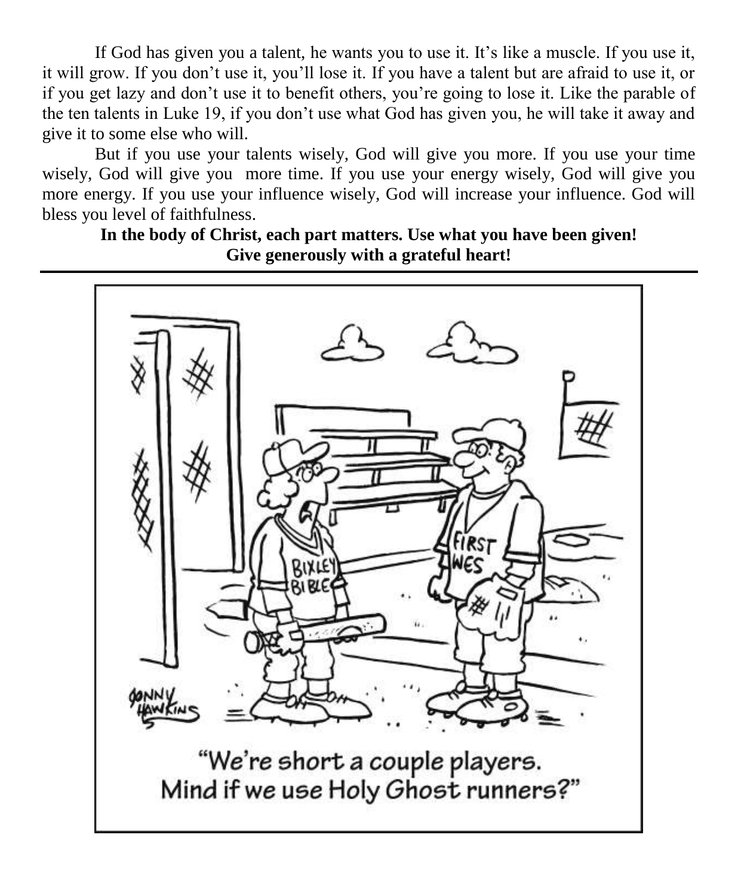If God has given you a talent, he wants you to use it. It's like a muscle. If you use it, it will grow. If you don't use it, you'll lose it. If you have a talent but are afraid to use it, or if you get lazy and don't use it to benefit others, you're going to lose it. Like the parable of the ten talents in Luke 19, if you don't use what God has given you, he will take it away and give it to some else who will.

But if you use your talents wisely, God will give you more. If you use your time wisely, God will give you more time. If you use your energy wisely, God will give you more energy. If you use your influence wisely, God will increase your influence. God will bless you level of faithfulness.

**In the body of Christ, each part matters. Use what you have been given!**
**Give generously with a grateful heart!**

---

"We're short a couple players. Mind if we use Holy Ghost runners?"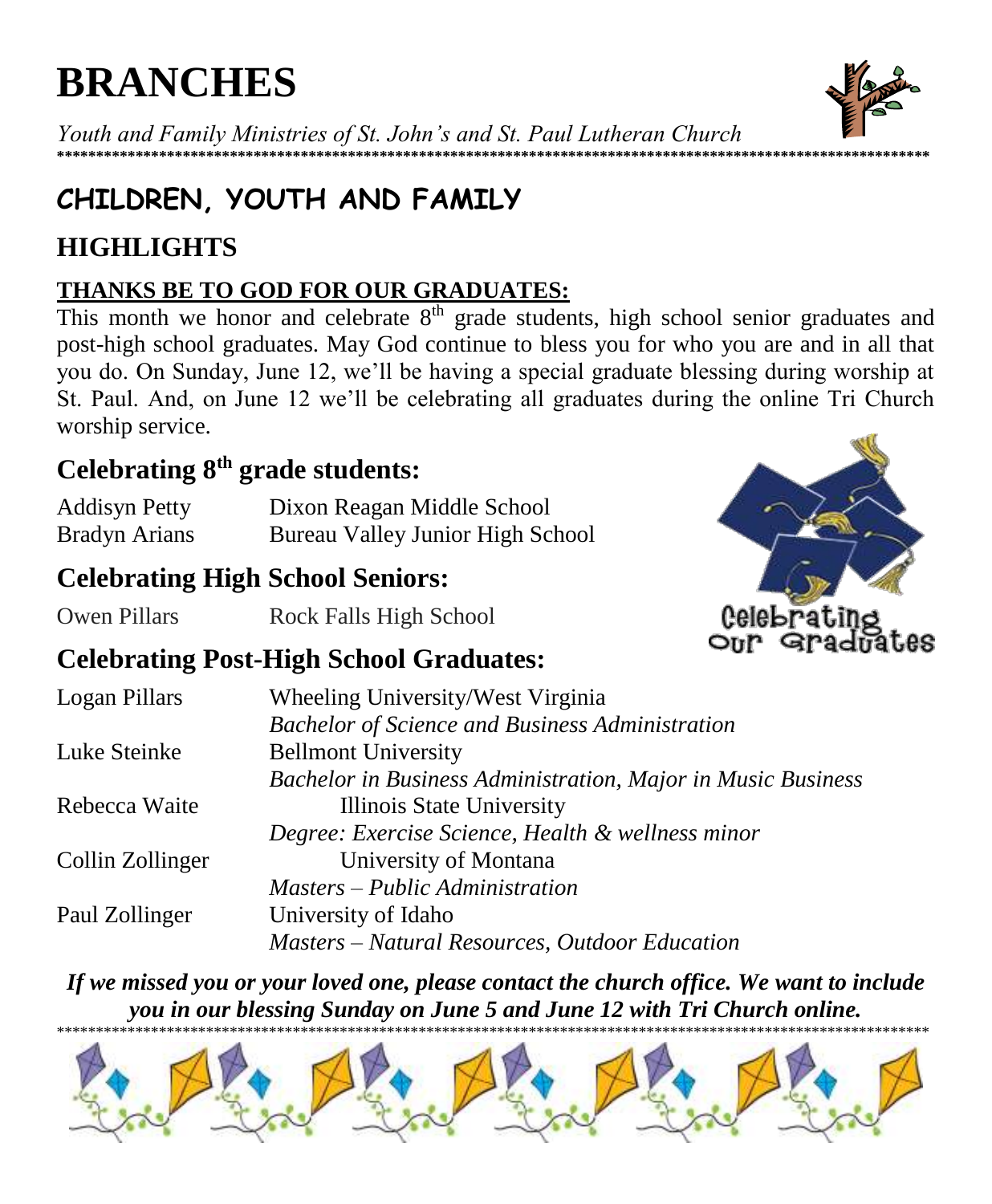# BRANCHES

*Youth and Family Ministries of St. John's and St. Paul Lutheran Church*

## CHILDREN, YOUTH AND FAMILY

## HIGHLIGHTS

### THANKS BE TO GOD FOR OUR GRADUATES:

This month we honor and celebrate 8th grade students, high school senior graduates and post-high school graduates. May God continue to bless you for who you are and in all that you do. On Sunday, June 12, we'll be having a special graduate blessing during worship at St. Paul. And, on June 12 we'll be celebrating all graduates during the online Tri Church worship service.

### Celebrating 8th grade students:

| | |
|---|---|
| Addisyn Petty | Dixon Reagan Middle School |
| Bradyn Arians | Bureau Valley Junior High School |

### Celebrating High School Seniors:

| | |
|---|---|
| Owen Pillars | Rock Falls High School |

### Celebrating Post-High School Graduates:

| | |
|---|---|
| Logan Pillars | Wheeling University/West Virginia<br>*Bachelor of Science and Business Administration* |
| Luke Steinke | Bellmont University<br>*Bachelor in Business Administration, Major in Music Business* |
| Rebecca Waite | Illinois State University<br>*Degree: Exercise Science, Health & wellness minor* |
| Collin Zollinger | University of Montana<br>*Masters – Public Administration* |
| Paul Zollinger | University of Idaho<br>*Masters – Natural Resources, Outdoor Education* |

***If we missed you or your loved one, please contact the church office. We want to include you in our blessing Sunday on June 5 and June 12 with Tri Church online.***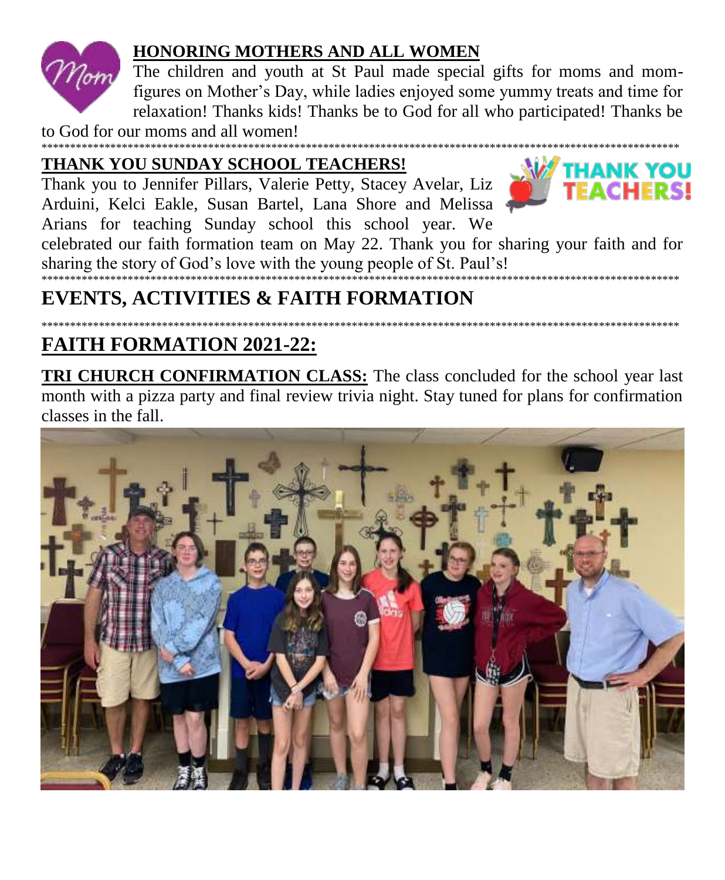## HONORING MOTHERS AND ALL WOMEN

The children and youth at St Paul made special gifts for moms and mom-figures on Mother's Day, while ladies enjoyed some yummy treats and time for relaxation! Thanks kids! Thanks be to God for all who participated! Thanks be to God for our moms and all women!

******************************************************************************************************************

## THANK YOU SUNDAY SCHOOL TEACHERS!

Thank you to Jennifer Pillars, Valerie Petty, Stacey Avelar, Liz Arduini, Kelci Eakle, Susan Bartel, Lana Shore and Melissa Arians for teaching Sunday school this school year. We celebrated our faith formation team on May 22. Thank you for sharing your faith and for sharing the story of God's love with the young people of St. Paul's!

******************************************************************************************************************

# EVENTS, ACTIVITIES & FAITH FORMATION

******************************************************************************************************************

## FAITH FORMATION 2021-22:

**TRI CHURCH CONFIRMATION CLASS:** The class concluded for the school year last month with a pizza party and final review trivia night. Stay tuned for plans for confirmation classes in the fall.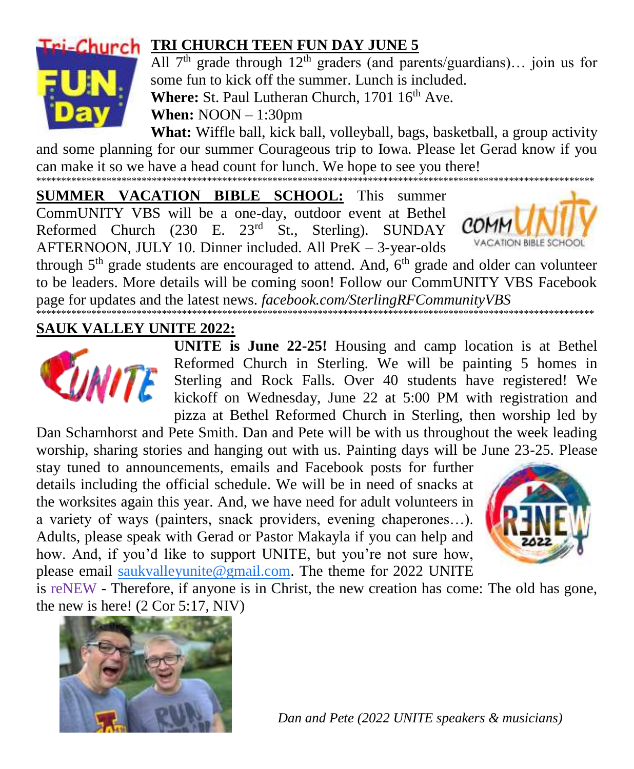## TRI CHURCH TEEN FUN DAY JUNE 5

All 7th grade through 12th graders (and parents/guardians)… join us for some fun to kick off the summer. Lunch is included.

**Where:** St. Paul Lutheran Church, 1701 16th Ave.

**When:** NOON – 1:30pm

**What:** Wiffle ball, kick ball, volleyball, bags, basketball, a group activity and some planning for our summer Courageous trip to Iowa. Please let Gerad know if you can make it so we have a head count for lunch. We hope to see you there!

***********************************************************************************

**SUMMER VACATION BIBLE SCHOOL:** This summer CommUNITY VBS will be a one-day, outdoor event at Bethel Reformed Church (230 E. 23rd St., Sterling). SUNDAY AFTERNOON, JULY 10. Dinner included. All PreK – 3-year-olds through 5th grade students are encouraged to attend. And, 6th grade and older can volunteer to be leaders. More details will be coming soon! Follow our CommUNITY VBS Facebook page for updates and the latest news. *facebook.com/SterlingRFCommunityVBS*

***********************************************************************************

## SAUK VALLEY UNITE 2022:

**UNITE is June 22-25!** Housing and camp location is at Bethel Reformed Church in Sterling. We will be painting 5 homes in Sterling and Rock Falls. Over 40 students have registered! We kickoff on Wednesday, June 22 at 5:00 PM with registration and pizza at Bethel Reformed Church in Sterling, then worship led by Dan Scharnhorst and Pete Smith. Dan and Pete will be with us throughout the week leading worship, sharing stories and hanging out with us. Painting days will be June 23-25. Please stay tuned to announcements, emails and Facebook posts for further details including the official schedule. We will be in need of snacks at the worksites again this year. And, we have need for adult volunteers in a variety of ways (painters, snack providers, evening chaperones…). Adults, please speak with Gerad or Pastor Makayla if you can help and how. And, if you'd like to support UNITE, but you're not sure how, please email saukvalleyunite@gmail.com. The theme for 2022 UNITE is reNEW - Therefore, if anyone is in Christ, the new creation has come: The old has gone, the new is here! (2 Cor 5:17, NIV)

*Dan and Pete (2022 UNITE speakers & musicians)*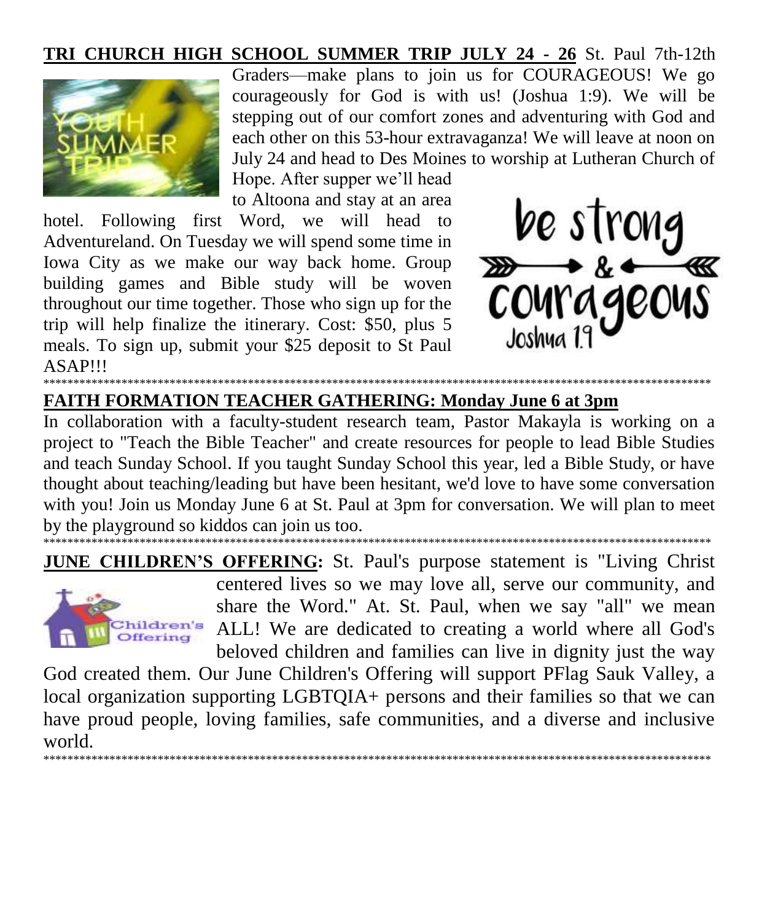**<u>TRI CHURCH HIGH SCHOOL SUMMER TRIP JULY 24 - 26</u>** St. Paul 7th-12th Graders—make plans to join us for COURAGEOUS! We go courageously for God is with us! (Joshua 1:9). We will be stepping out of our comfort zones and adventuring with God and each other on this 53-hour extravaganza! We will leave at noon on July 24 and head to Des Moines to worship at Lutheran Church of Hope. After supper we'll head to Altoona and stay at an area hotel. Following first Word, we will head to Adventureland. On Tuesday we will spend some time in Iowa City as we make our way back home. Group building games and Bible study will be woven throughout our time together. Those who sign up for the trip will help finalize the itinerary. Cost: $50, plus 5 meals. To sign up, submit your $25 deposit to St Paul ASAP!!!

\*\*\*\*\*\*\*\*\*\*\*\*\*\*\*\*\*\*\*\*\*\*\*\*\*\*\*\*\*\*\*\*\*\*\*\*\*\*\*\*\*\*\*\*\*\*\*\*\*\*\*\*\*\*\*\*\*\*\*\*\*\*\*\*\*\*\*\*\*\*\*\*\*\*\*\*\*\*\*\*

**<u>FAITH FORMATION TEACHER GATHERING: Monday June 6 at 3pm</u>**

In collaboration with a faculty-student research team, Pastor Makayla is working on a project to "Teach the Bible Teacher" and create resources for people to lead Bible Studies and teach Sunday School. If you taught Sunday School this year, led a Bible Study, or have thought about teaching/leading but have been hesitant, we'd love to have some conversation with you! Join us Monday June 6 at St. Paul at 3pm for conversation. We will plan to meet by the playground so kiddos can join us too.

\*\*\*\*\*\*\*\*\*\*\*\*\*\*\*\*\*\*\*\*\*\*\*\*\*\*\*\*\*\*\*\*\*\*\*\*\*\*\*\*\*\*\*\*\*\*\*\*\*\*\*\*\*\*\*\*\*\*\*\*\*\*\*\*\*\*\*\*\*\*\*\*\*\*\*\*\*\*\*\*

**<u>JUNE CHILDREN'S OFFERING</u>:** St. Paul's purpose statement is "Living Christ centered lives so we may love all, serve our community, and share the Word." At. St. Paul, when we say "all" we mean ALL! We are dedicated to creating a world where all God's beloved children and families can live in dignity just the way God created them. Our June Children's Offering will support PFlag Sauk Valley, a local organization supporting LGBTQIA+ persons and their families so that we can have proud people, loving families, safe communities, and a diverse and inclusive world.

\*\*\*\*\*\*\*\*\*\*\*\*\*\*\*\*\*\*\*\*\*\*\*\*\*\*\*\*\*\*\*\*\*\*\*\*\*\*\*\*\*\*\*\*\*\*\*\*\*\*\*\*\*\*\*\*\*\*\*\*\*\*\*\*\*\*\*\*\*\*\*\*\*\*\*\*\*\*\*\*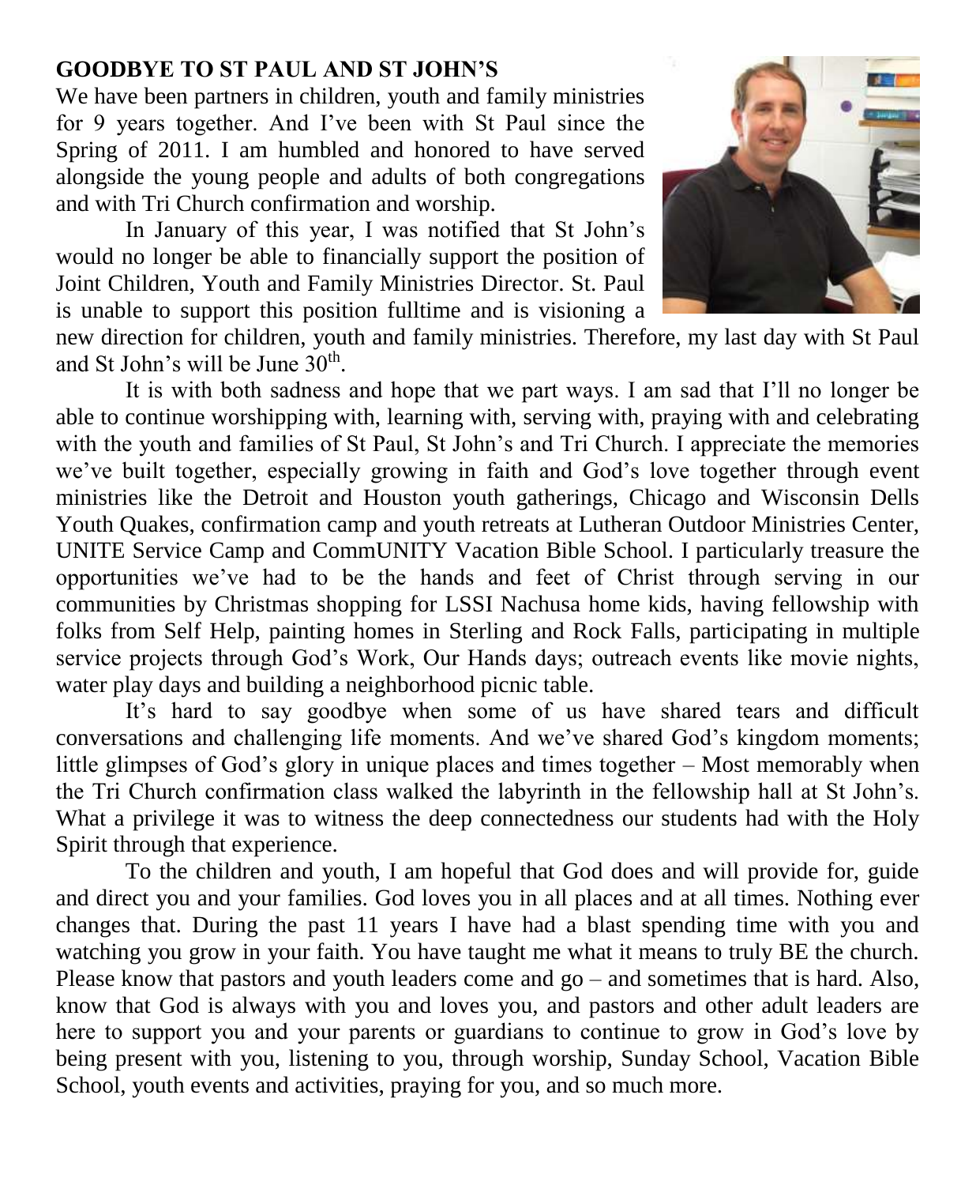**GOODBYE TO ST PAUL AND ST JOHN'S**

We have been partners in children, youth and family ministries for 9 years together. And I've been with St Paul since the Spring of 2011. I am humbled and honored to have served alongside the young people and adults of both congregations and with Tri Church confirmation and worship.

In January of this year, I was notified that St John's would no longer be able to financially support the position of Joint Children, Youth and Family Ministries Director. St. Paul is unable to support this position fulltime and is visioning a new direction for children, youth and family ministries. Therefore, my last day with St Paul and St John's will be June 30th.

It is with both sadness and hope that we part ways. I am sad that I'll no longer be able to continue worshipping with, learning with, serving with, praying with and celebrating with the youth and families of St Paul, St John's and Tri Church. I appreciate the memories we've built together, especially growing in faith and God's love together through event ministries like the Detroit and Houston youth gatherings, Chicago and Wisconsin Dells Youth Quakes, confirmation camp and youth retreats at Lutheran Outdoor Ministries Center, UNITE Service Camp and CommUNITY Vacation Bible School. I particularly treasure the opportunities we've had to be the hands and feet of Christ through serving in our communities by Christmas shopping for LSSI Nachusa home kids, having fellowship with folks from Self Help, painting homes in Sterling and Rock Falls, participating in multiple service projects through God's Work, Our Hands days; outreach events like movie nights, water play days and building a neighborhood picnic table.

It's hard to say goodbye when some of us have shared tears and difficult conversations and challenging life moments. And we've shared God's kingdom moments; little glimpses of God's glory in unique places and times together – Most memorably when the Tri Church confirmation class walked the labyrinth in the fellowship hall at St John's. What a privilege it was to witness the deep connectedness our students had with the Holy Spirit through that experience.

To the children and youth, I am hopeful that God does and will provide for, guide and direct you and your families. God loves you in all places and at all times. Nothing ever changes that. During the past 11 years I have had a blast spending time with you and watching you grow in your faith. You have taught me what it means to truly BE the church. Please know that pastors and youth leaders come and go – and sometimes that is hard. Also, know that God is always with you and loves you, and pastors and other adult leaders are here to support you and your parents or guardians to continue to grow in God's love by being present with you, listening to you, through worship, Sunday School, Vacation Bible School, youth events and activities, praying for you, and so much more.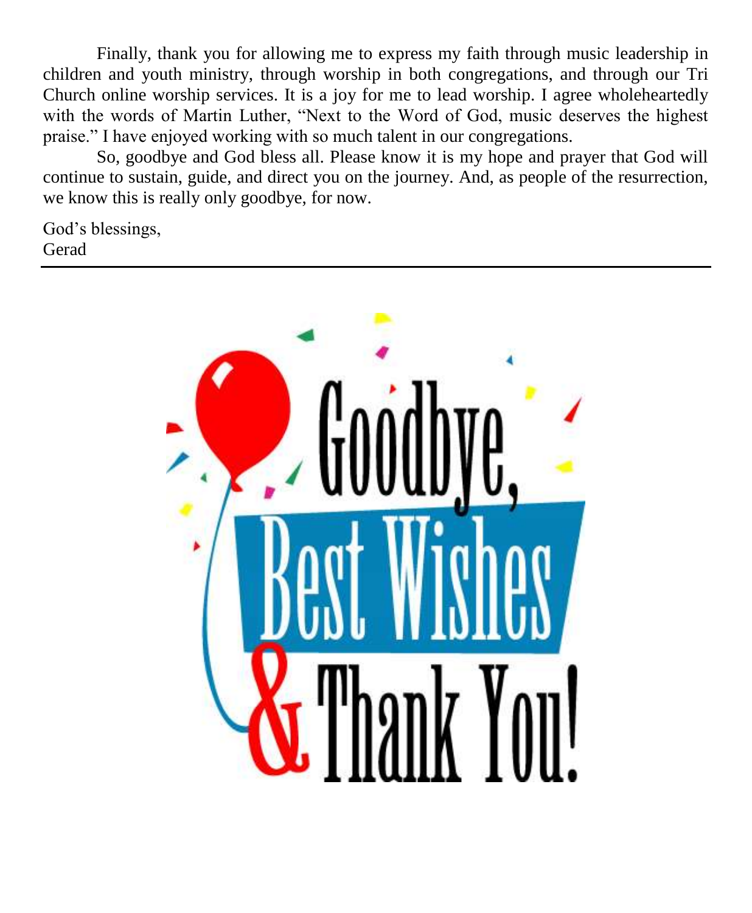Finally, thank you for allowing me to express my faith through music leadership in children and youth ministry, through worship in both congregations, and through our Tri Church online worship services. It is a joy for me to lead worship. I agree wholeheartedly with the words of Martin Luther, "Next to the Word of God, music deserves the highest praise." I have enjoyed working with so much talent in our congregations.

So, goodbye and God bless all. Please know it is my hope and prayer that God will continue to sustain, guide, and direct you on the journey. And, as people of the resurrection, we know this is really only goodbye, for now.

God's blessings,
Gerad

---

Goodbye,
Best Wishes
& Thank You!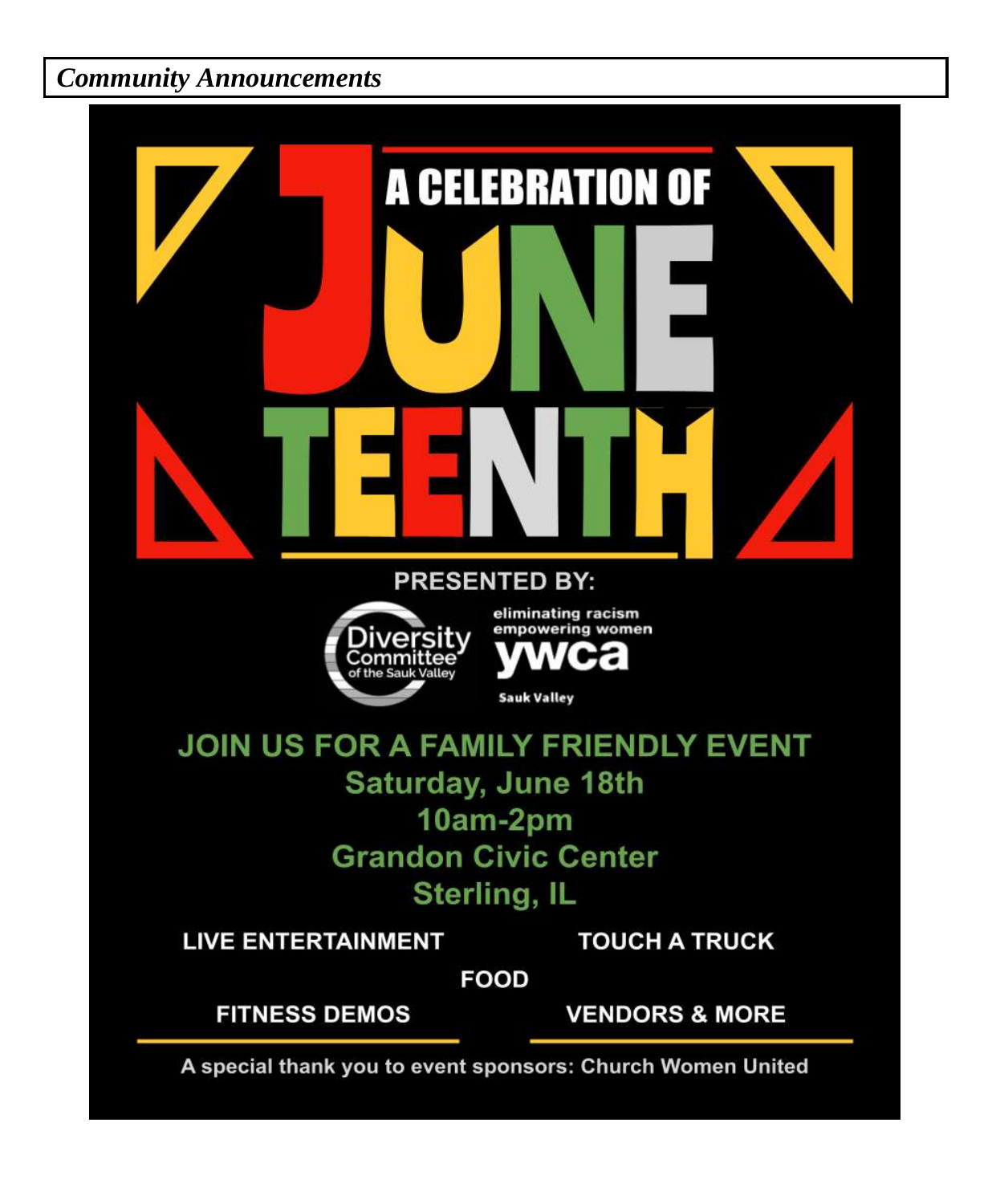***Community Announcements***

# A CELEBRATION OF JUNETEENTH

**PRESENTED BY:**

Diversity Committee of the Sauk Valley

eliminating racism empowering women ywca Sauk Valley

## JOIN US FOR A FAMILY FRIENDLY EVENT

**Saturday, June 18th**
**10am-2pm**
**Grandon Civic Center**
**Sterling, IL**

**LIVE ENTERTAINMENT**

**TOUCH A TRUCK**

**FOOD**

**FITNESS DEMOS**

**VENDORS & MORE**

A special thank you to event sponsors: Church Women United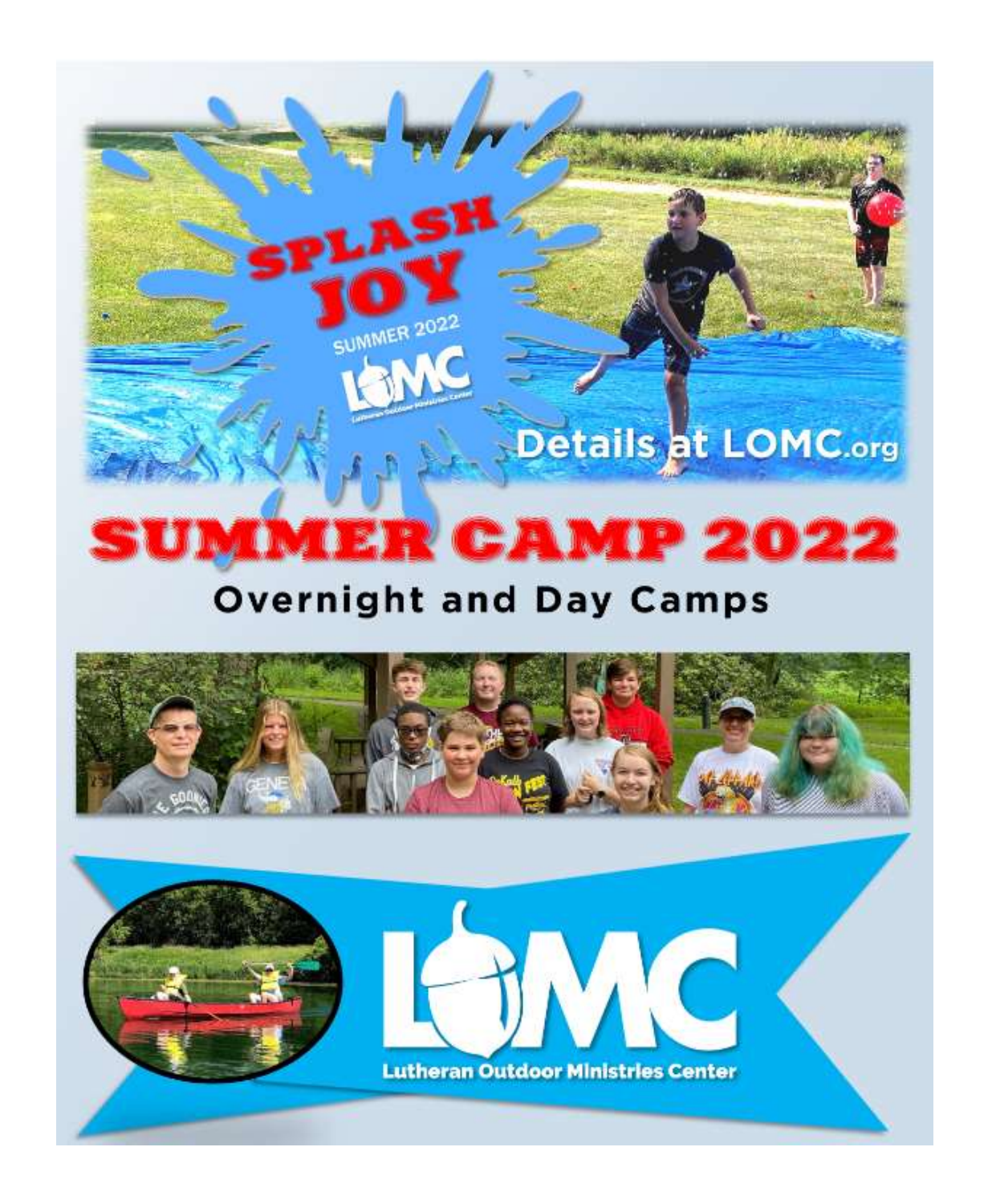SPLASH JOY

SUMMER 2022

LOMC

Lutheran Outdoor Ministries Center

Details at LOMC.org

# SUMMER CAMP 2022

## Overnight and Day Camps

LOMC

Lutheran Outdoor Ministries Center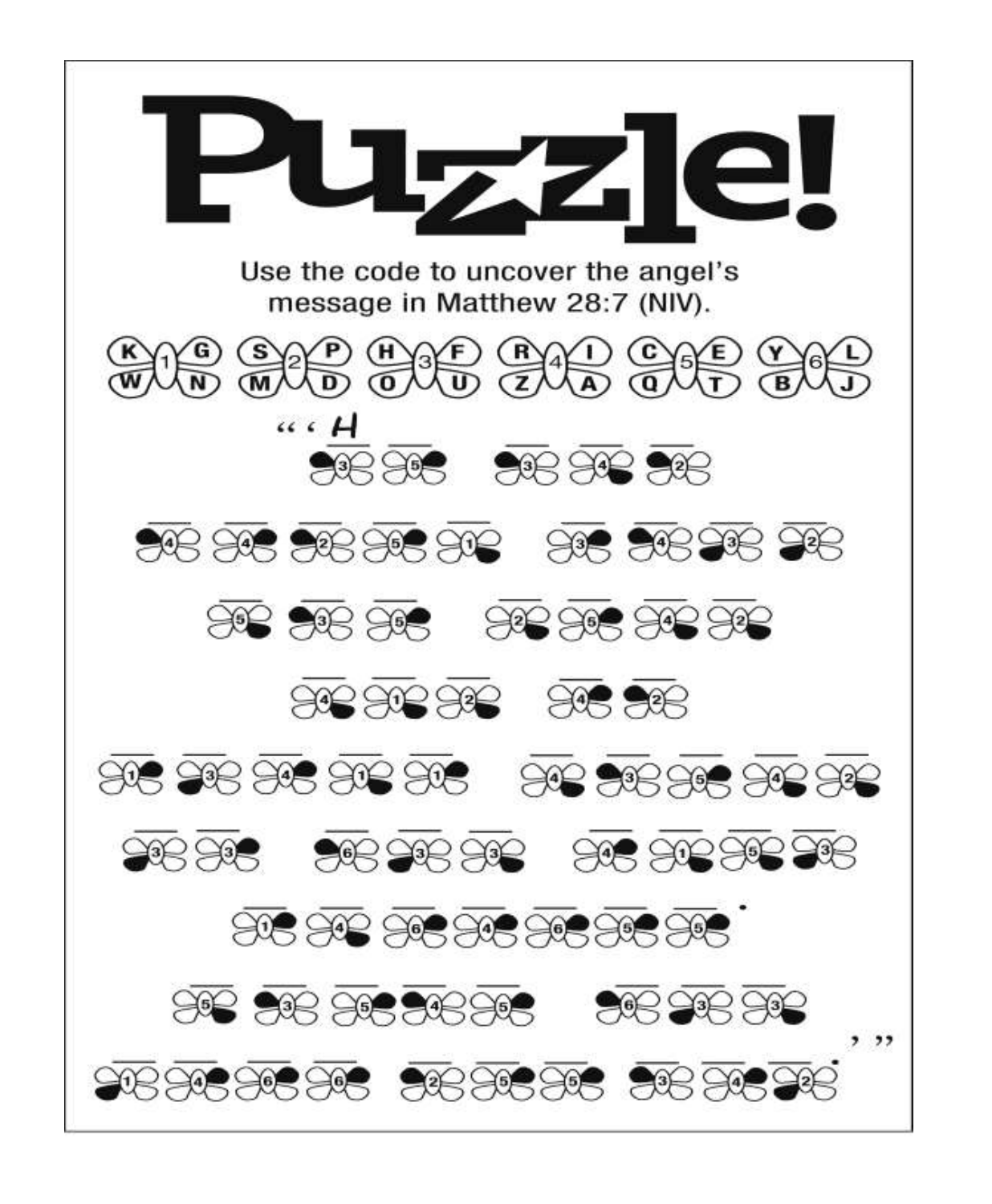# Puzzle!

Use the code to uncover the angel's message in Matthew 28:7 (NIV).

| 1 | 2 | 3 | 4 | 5 | 6 |
|---|---|---|---|---|---|
| K G W N | S P M D | H F O U | R I Z A | C E Q T | Y L B J |

"'H\_ \_\_ \_\_ \_\_

\_\_ \_\_ \_\_ \_\_ \_\_ \_\_ \_\_ \_\_ \_\_

\_\_ \_\_ \_\_ \_\_ \_\_ \_\_ \_\_

\_\_ \_\_ \_\_ \_\_ \_\_

\_\_ \_\_ \_\_ \_\_ \_\_ \_\_ \_\_ \_\_ \_\_ \_\_

\_\_ \_\_ \_\_ \_\_ \_\_ \_\_ \_\_ \_\_ \_\_

\_\_ \_\_ \_\_ \_\_ \_\_ \_\_ \_\_.

\_\_ \_\_ \_\_ \_\_ \_\_ \_\_ \_\_ \_\_

\_\_ \_\_ \_\_ \_\_ \_\_ \_\_ \_\_ \_\_ \_\_ \_\_.' "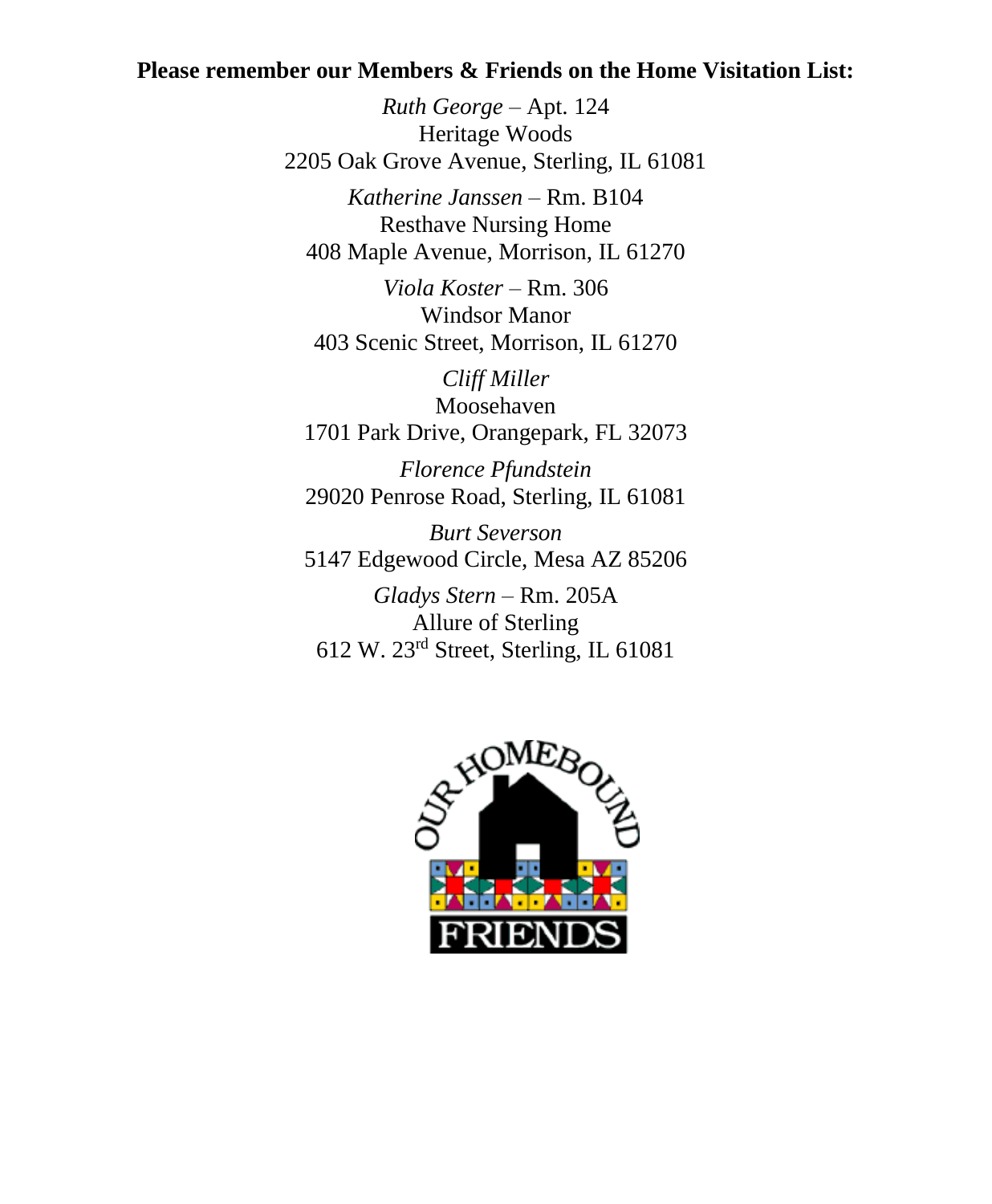**Please remember our Members & Friends on the Home Visitation List:**

*Ruth George* – Apt. 124
Heritage Woods
2205 Oak Grove Avenue, Sterling, IL 61081

*Katherine Janssen* – Rm. B104
Resthave Nursing Home
408 Maple Avenue, Morrison, IL 61270

*Viola Koster* – Rm. 306
Windsor Manor
403 Scenic Street, Morrison, IL 61270

*Cliff Miller*
Moosehaven
1701 Park Drive, Orangepark, FL 32073

*Florence Pfundstein*
29020 Penrose Road, Sterling, IL 61081

*Burt Severson*
5147 Edgewood Circle, Mesa AZ 85206

*Gladys Stern* – Rm. 205A
Allure of Sterling
612 W. 23rd Street, Sterling, IL 61081

OUR HOMEBOUND FRIENDS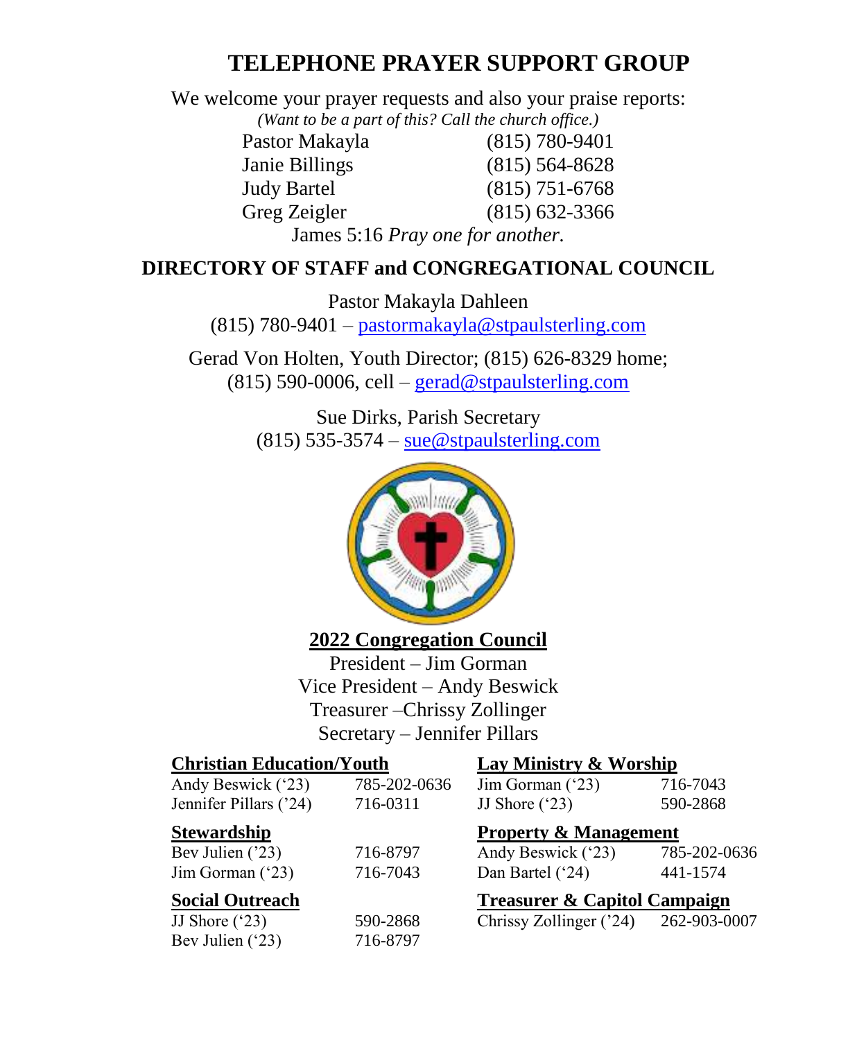# TELEPHONE PRAYER SUPPORT GROUP

We welcome your prayer requests and also your praise reports:

*(Want to be a part of this? Call the church office.)*

| | |
|---|---|
| Pastor Makayla | (815) 780-9401 |
| Janie Billings | (815) 564-8628 |
| Judy Bartel | (815) 751-6768 |
| Greg Zeigler | (815) 632-3366 |

James 5:16 *Pray one for another.*

## DIRECTORY OF STAFF and CONGREGATIONAL COUNCIL

Pastor Makayla Dahleen
(815) 780-9401 – pastormakayla@stpaulsterling.com

Gerad Von Holten, Youth Director; (815) 626-8329 home;
(815) 590-0006, cell – gerad@stpaulsterling.com

Sue Dirks, Parish Secretary
(815) 535-3574 – sue@stpaulsterling.com

**2022 Congregation Council**

President – Jim Gorman
Vice President – Andy Beswick
Treasurer –Chrissy Zollinger
Secretary – Jennifer Pillars

**Christian Education/Youth**

| | |
|---|---|
| Andy Beswick ('23) | 785-202-0636 |
| Jennifer Pillars ('24) | 716-0311 |

**Stewardship**

| | |
|---|---|
| Bev Julien ('23) | 716-8797 |
| Jim Gorman ('23) | 716-7043 |

**Social Outreach**

| | |
|---|---|
| JJ Shore ('23) | 590-2868 |
| Bev Julien ('23) | 716-8797 |

**Lay Ministry & Worship**

| | |
|---|---|
| Jim Gorman ('23) | 716-7043 |
| JJ Shore ('23) | 590-2868 |

**Property & Management**

| | |
|---|---|
| Andy Beswick ('23) | 785-202-0636 |
| Dan Bartel ('24) | 441-1574 |

**Treasurer & Capitol Campaign**

| | |
|---|---|
| Chrissy Zollinger ('24) | 262-903-0007 |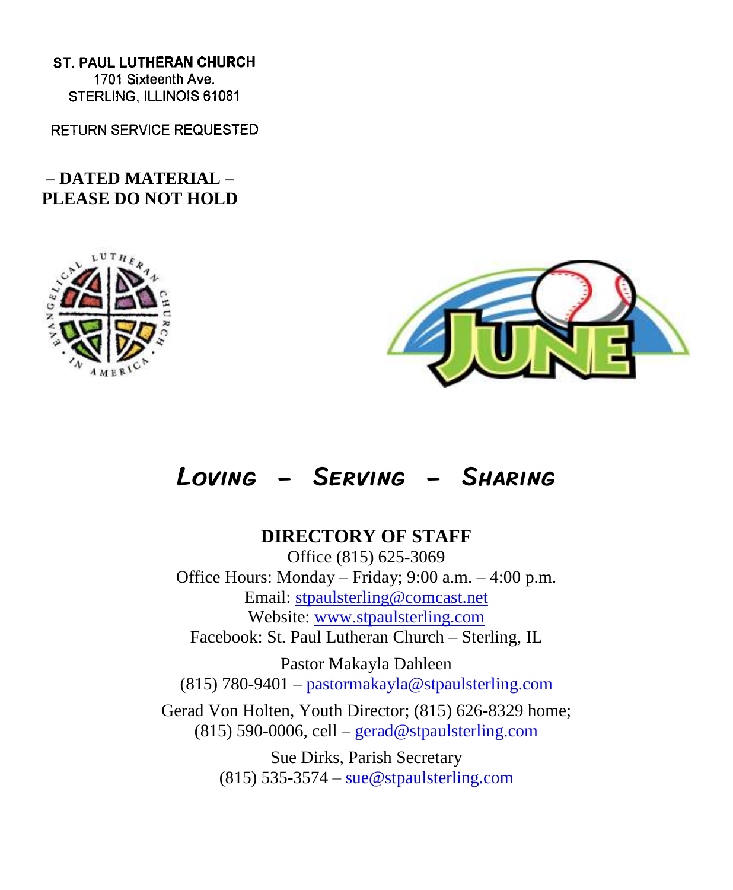**ST. PAUL LUTHERAN CHURCH**
1701 Sixteenth Ave.
STERLING, ILLINOIS 61081

RETURN SERVICE REQUESTED

**– DATED MATERIAL –**
**PLEASE DO NOT HOLD**

JUNE

*Loving – Serving – Sharing*

## DIRECTORY OF STAFF

Office (815) 625-3069
Office Hours: Monday – Friday; 9:00 a.m. – 4:00 p.m.
Email: stpaulsterling@comcast.net
Website: www.stpaulsterling.com
Facebook: St. Paul Lutheran Church – Sterling, IL

Pastor Makayla Dahleen
(815) 780-9401 – pastormakayla@stpaulsterling.com

Gerad Von Holten, Youth Director; (815) 626-8329 home;
(815) 590-0006, cell – gerad@stpaulsterling.com

Sue Dirks, Parish Secretary
(815) 535-3574 – sue@stpaulsterling.com